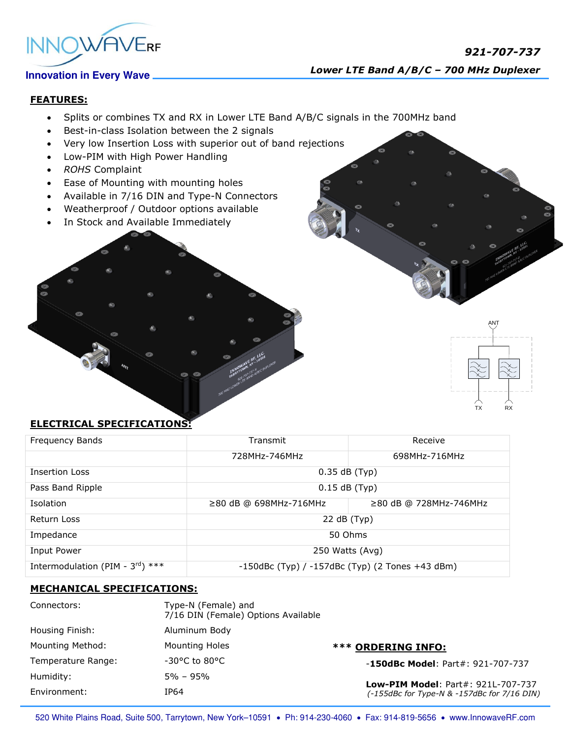**921-707-737**

***Lower LTE Band A/B/C – 700 MHz Duplexer***

## FEATURES:

- Splits or combines TX and RX in Lower LTE Band A/B/C signals in the 700MHz band
- Best-in-class Isolation between the 2 signals
- Very low Insertion Loss with superior out of band rejections
- Low-PIM with High Power Handling
- *ROHS* Complaint
- Ease of Mounting with mounting holes
- Available in 7/16 DIN and Type-N Connectors
- Weatherproof / Outdoor options available
- In Stock and Available Immediately

## ELECTRICAL SPECIFICATIONS:

| Frequency Bands | Transmit | Receive |
|---|---|---|
| | 728MHz-746MHz | 698MHz-716MHz |
| Insertion Loss | 0.35 dB (Typ) | |
| Pass Band Ripple | 0.15 dB (Typ) | |
| Isolation | ≥80 dB @ 698MHz-716MHz | ≥80 dB @ 728MHz-746MHz |
| Return Loss | 22 dB (Typ) | |
| Impedance | 50 Ohms | |
| Input Power | 250 Watts (Avg) | |
| Intermodulation (PIM - 3rd) *** | -150dBc (Typ) / -157dBc (Typ) (2 Tones +43 dBm) | |

## MECHANICAL SPECIFICATIONS:

| | |
|---|---|
| Connectors: | Type-N (Female) and 7/16 DIN (Female) Options Available |
| Housing Finish: | Aluminum Body |
| Mounting Method: | Mounting Holes |
| Temperature Range: | -30°C to 80°C |
| Humidity: | 5% – 95% |
| Environment: | IP64 |

### *** ORDERING INFO:

-**150dBc Model**: Part#: 921-707-737

**Low-PIM Model**: Part#: 921L-707-737
*(-155dBc for Type-N & -157dBc for 7/16 DIN)*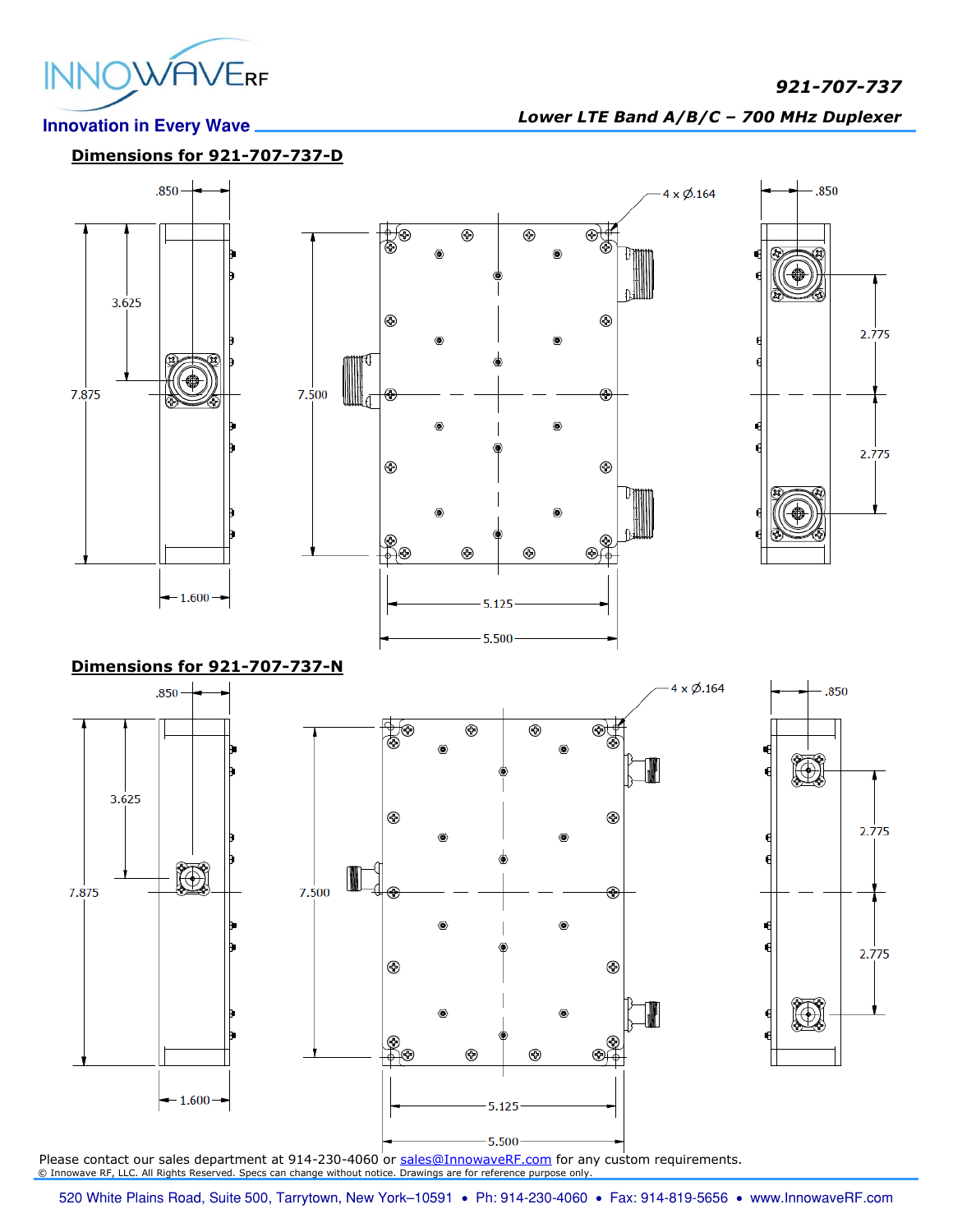## Dimensions for 921-707-737-D

.850
3.625
7.875
1.600
4 x Ø.164
7.500
5.125
5.500
.850
2.775
2.775

## Dimensions for 921-707-737-N

.850
3.625
7.875
1.600
4 x Ø.164
7.500
5.125
5.500
.850
2.775
2.775

Please contact our sales department at 914-230-4060 or sales@InnowaveRF.com for any custom requirements.

© Innowave RF, LLC. All Rights Reserved. Specs can change without notice. Drawings are for reference purpose only.